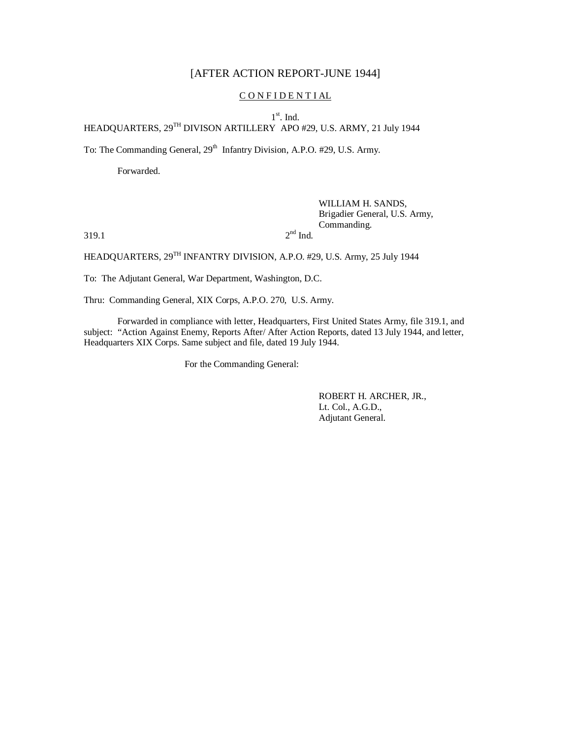# [AFTER ACTION REPORT-JUNE 1944]

C O N F I D E N T I A L

1st. Ind.

HEADQUARTERS, 29TH DIVISON ARTILLERY APO #29, U.S. ARMY, 21 July 1944

To: The Commanding General, 29th Infantry Division, A.P.O. #29, U.S. Army.

Forwarded.

WILLIAM H. SANDS,
Brigadier General, U.S. Army,
Commanding.

319.1 2nd Ind.

HEADQUARTERS, 29TH INFANTRY DIVISION, A.P.O. #29, U.S. Army, 25 July 1944

To: The Adjutant General, War Department, Washington, D.C.

Thru: Commanding General, XIX Corps, A.P.O. 270, U.S. Army.

Forwarded in compliance with letter, Headquarters, First United States Army, file 319.1, and subject: "Action Against Enemy, Reports After/ After Action Reports, dated 13 July 1944, and letter, Headquarters XIX Corps. Same subject and file, dated 19 July 1944.

For the Commanding General:

ROBERT H. ARCHER, JR.,
Lt. Col., A.G.D.,
Adjutant General.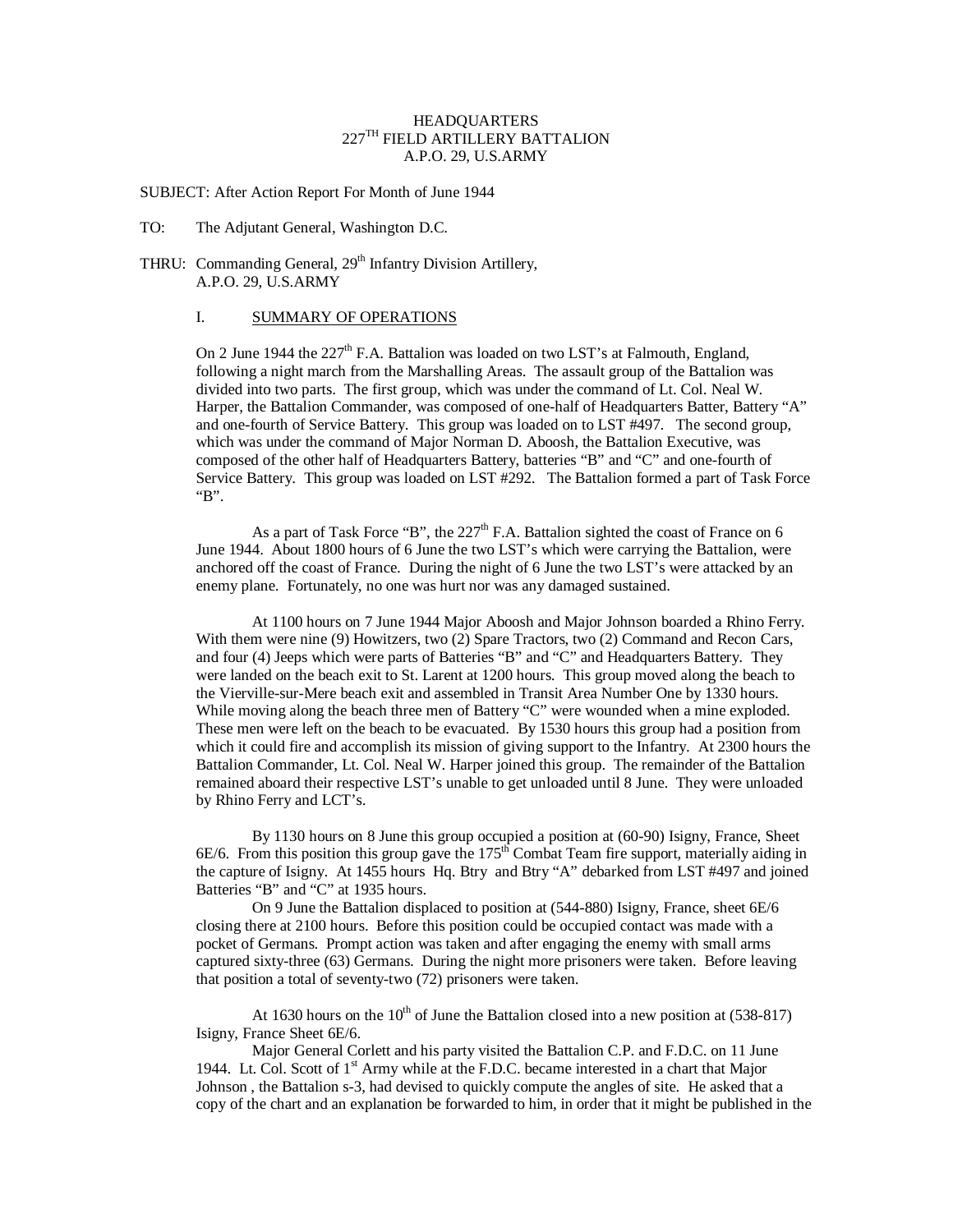HEADQUARTERS
227[TH] FIELD ARTILLERY BATTALION
A.P.O. 29, U.S.ARMY

SUBJECT: After Action Report For Month of June 1944

TO: The Adjutant General, Washington D.C.

THRU: Commanding General, 29[th] Infantry Division Artillery,
A.P.O. 29, U.S.ARMY

## I. SUMMARY OF OPERATIONS

On 2 June 1944 the 227[th] F.A. Battalion was loaded on two LST's at Falmouth, England, following a night march from the Marshalling Areas. The assault group of the Battalion was divided into two parts. The first group, which was under the command of Lt. Col. Neal W. Harper, the Battalion Commander, was composed of one-half of Headquarters Batter, Battery "A" and one-fourth of Service Battery. This group was loaded on to LST #497. The second group, which was under the command of Major Norman D. Aboosh, the Battalion Executive, was composed of the other half of Headquarters Battery, batteries "B" and "C" and one-fourth of Service Battery. This group was loaded on LST #292. The Battalion formed a part of Task Force "B".

As a part of Task Force "B", the 227[th] F.A. Battalion sighted the coast of France on 6 June 1944. About 1800 hours of 6 June the two LST's which were carrying the Battalion, were anchored off the coast of France. During the night of 6 June the two LST's were attacked by an enemy plane. Fortunately, no one was hurt nor was any damaged sustained.

At 1100 hours on 7 June 1944 Major Aboosh and Major Johnson boarded a Rhino Ferry. With them were nine (9) Howitzers, two (2) Spare Tractors, two (2) Command and Recon Cars, and four (4) Jeeps which were parts of Batteries "B" and "C" and Headquarters Battery. They were landed on the beach exit to St. Larent at 1200 hours. This group moved along the beach to the Vierville-sur-Mere beach exit and assembled in Transit Area Number One by 1330 hours. While moving along the beach three men of Battery "C" were wounded when a mine exploded. These men were left on the beach to be evacuated. By 1530 hours this group had a position from which it could fire and accomplish its mission of giving support to the Infantry. At 2300 hours the Battalion Commander, Lt. Col. Neal W. Harper joined this group. The remainder of the Battalion remained aboard their respective LST's unable to get unloaded until 8 June. They were unloaded by Rhino Ferry and LCT's.

By 1130 hours on 8 June this group occupied a position at (60-90) Isigny, France, Sheet 6E/6. From this position this group gave the 175[th] Combat Team fire support, materially aiding in the capture of Isigny. At 1455 hours Hq. Btry and Btry "A" debarked from LST #497 and joined Batteries "B" and "C" at 1935 hours.

On 9 June the Battalion displaced to position at (544-880) Isigny, France, sheet 6E/6 closing there at 2100 hours. Before this position could be occupied contact was made with a pocket of Germans. Prompt action was taken and after engaging the enemy with small arms captured sixty-three (63) Germans. During the night more prisoners were taken. Before leaving that position a total of seventy-two (72) prisoners were taken.

At 1630 hours on the 10[th] of June the Battalion closed into a new position at (538-817) Isigny, France Sheet 6E/6.

Major General Corlett and his party visited the Battalion C.P. and F.D.C. on 11 June 1944. Lt. Col. Scott of 1[st] Army while at the F.D.C. became interested in a chart that Major Johnson , the Battalion s-3, had devised to quickly compute the angles of site. He asked that a copy of the chart and an explanation be forwarded to him, in order that it might be published in the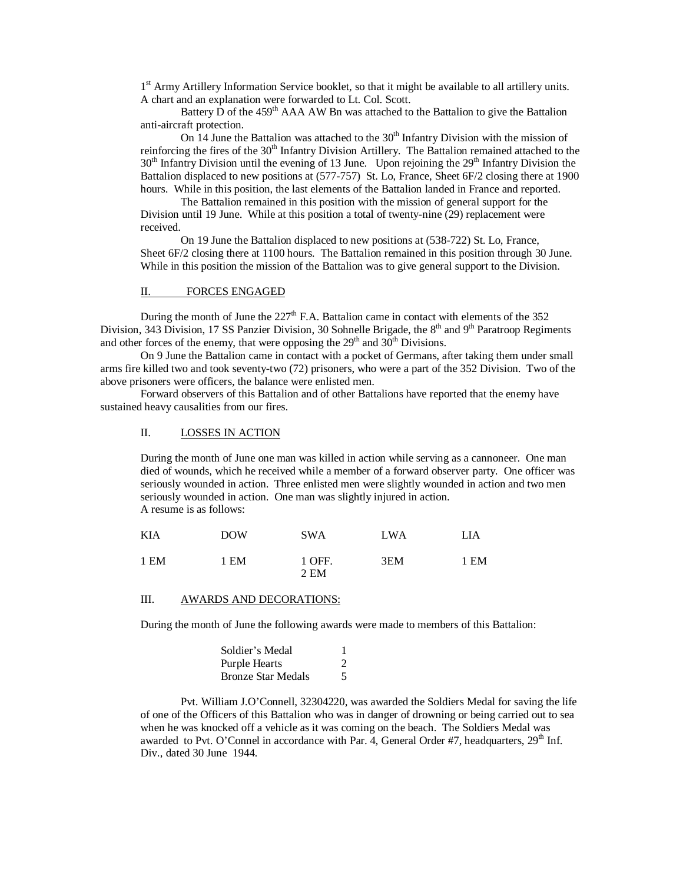1st Army Artillery Information Service booklet, so that it might be available to all artillery units. A chart and an explanation were forwarded to Lt. Col. Scott.

Battery D of the 459th AAA AW Bn was attached to the Battalion to give the Battalion anti-aircraft protection.

On 14 June the Battalion was attached to the 30th Infantry Division with the mission of reinforcing the fires of the 30th Infantry Division Artillery. The Battalion remained attached to the 30th Infantry Division until the evening of 13 June. Upon rejoining the 29th Infantry Division the Battalion displaced to new positions at (577-757) St. Lo, France, Sheet 6F/2 closing there at 1900 hours. While in this position, the last elements of the Battalion landed in France and reported.

The Battalion remained in this position with the mission of general support for the Division until 19 June. While at this position a total of twenty-nine (29) replacement were received.

On 19 June the Battalion displaced to new positions at (538-722) St. Lo, France, Sheet 6F/2 closing there at 1100 hours. The Battalion remained in this position through 30 June. While in this position the mission of the Battalion was to give general support to the Division.

## II. FORCES ENGAGED

During the month of June the 227th F.A. Battalion came in contact with elements of the 352 Division, 343 Division, 17 SS Panzier Division, 30 Sohnelle Brigade, the 8th and 9th Paratroop Regiments and other forces of the enemy, that were opposing the 29th and 30th Divisions.

On 9 June the Battalion came in contact with a pocket of Germans, after taking them under small arms fire killed two and took seventy-two (72) prisoners, who were a part of the 352 Division. Two of the above prisoners were officers, the balance were enlisted men.

Forward observers of this Battalion and of other Battalions have reported that the enemy have sustained heavy causalities from our fires.

## II. LOSSES IN ACTION

During the month of June one man was killed in action while serving as a cannoneer. One man died of wounds, which he received while a member of a forward observer party. One officer was seriously wounded in action. Three enlisted men were slightly wounded in action and two men seriously wounded in action. One man was slightly injured in action.

A resume is as follows:

| KIA | DOW | SWA | LWA | LIA |
|---|---|---|---|---|
| 1 EM | 1 EM | 1 OFF.<br>2 EM | 3EM | 1 EM |

## III. AWARDS AND DECORATIONS:

During the month of June the following awards were made to members of this Battalion:

| | |
|---|---|
| Soldier's Medal | 1 |
| Purple Hearts | 2 |
| Bronze Star Medals | 5 |

Pvt. William J.O'Connell, 32304220, was awarded the Soldiers Medal for saving the life of one of the Officers of this Battalion who was in danger of drowning or being carried out to sea when he was knocked off a vehicle as it was coming on the beach. The Soldiers Medal was awarded to Pvt. O'Connel in accordance with Par. 4, General Order #7, headquarters, 29th Inf. Div., dated 30 June 1944.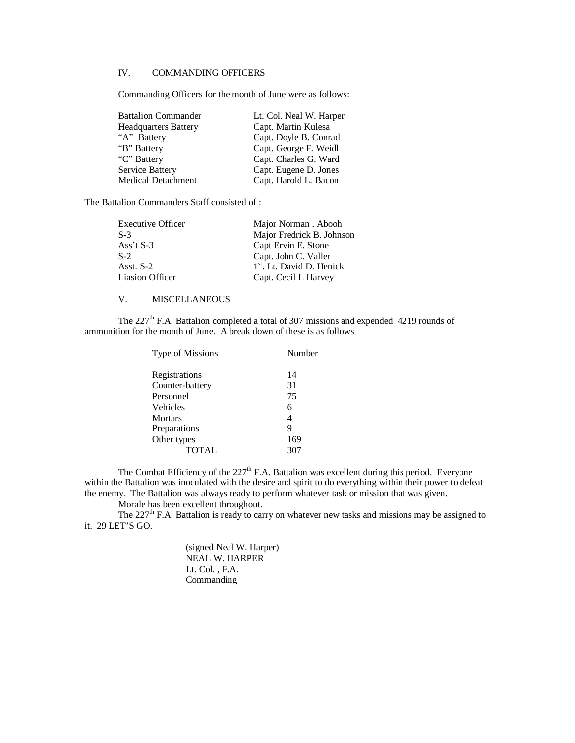## IV. COMMANDING OFFICERS

Commanding Officers for the month of June were as follows:

| | |
|---|---|
| Battalion Commander | Lt. Col. Neal W. Harper |
| Headquarters Battery | Capt. Martin Kulesa |
| "A" Battery | Capt. Doyle B. Conrad |
| "B" Battery | Capt. George F. Weidl |
| "C" Battery | Capt. Charles G. Ward |
| Service Battery | Capt. Eugene D. Jones |
| Medical Detachment | Capt. Harold L. Bacon |

The Battalion Commanders Staff consisted of :

| | |
|---|---|
| Executive Officer | Major Norman . Abooh |
| S-3 | Major Fredrick B. Johnson |
| Ass't S-3 | Capt Ervin E. Stone |
| S-2 | Capt. John C. Valler |
| Asst. S-2 | 1st. Lt. David D. Henick |
| Liasion Officer | Capt. Cecil L Harvey |

## V. MISCELLANEOUS

The 227th F.A. Battalion completed a total of 307 missions and expended 4219 rounds of ammunition for the month of June. A break down of these is as follows

| Type of Missions | Number |
|---|---|
| Registrations | 14 |
| Counter-battery | 31 |
| Personnel | 75 |
| Vehicles | 6 |
| Mortars | 4 |
| Preparations | 9 |
| Other types | 169 |
| TOTAL | 307 |

The Combat Efficiency of the 227th F.A. Battalion was excellent during this period. Everyone within the Battalion was inoculated with the desire and spirit to do everything within their power to defeat the enemy. The Battalion was always ready to perform whatever task or mission that was given.

Morale has been excellent throughout.

The 227th F.A. Battalion is ready to carry on whatever new tasks and missions may be assigned to it. 29 LET'S GO.

(signed Neal W. Harper)
NEAL W. HARPER
Lt. Col. , F.A.
Commanding